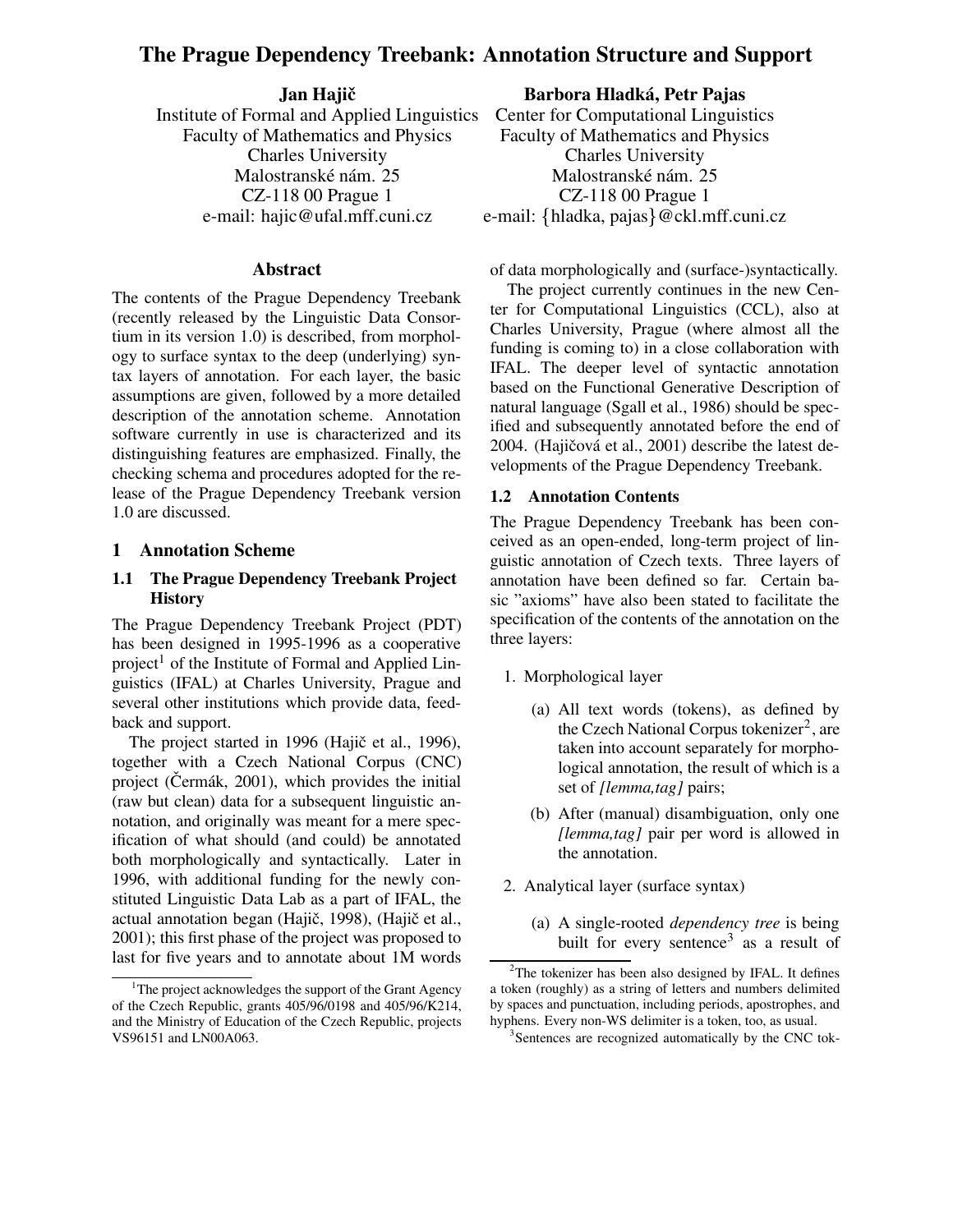# The Prague Dependency Treebank: Annotation Structure and Support

**Jan Hajič**
Institute of Formal and Applied Linguistics
Faculty of Mathematics and Physics
Charles University
Malostranské nám. 25
CZ-118 00 Prague 1
e-mail: hajic@ufal.mff.cuni.cz

**Barbora Hladká, Petr Pajas**
Center for Computational Linguistics
Faculty of Mathematics and Physics
Charles University
Malostranské nám. 25
CZ-118 00 Prague 1
e-mail: {hladka, pajas}@ckl.mff.cuni.cz

## Abstract

The contents of the Prague Dependency Treebank (recently released by the Linguistic Data Consortium in its version 1.0) is described, from morphology to surface syntax to the deep (underlying) syntax layers of annotation. For each layer, the basic assumptions are given, followed by a more detailed description of the annotation scheme. Annotation software currently in use is characterized and its distinguishing features are emphasized. Finally, the checking schema and procedures adopted for the release of the Prague Dependency Treebank version 1.0 are discussed.

## 1 Annotation Scheme

### 1.1 The Prague Dependency Treebank Project History

The Prague Dependency Treebank Project (PDT) has been designed in 1995-1996 as a cooperative project[1] of the Institute of Formal and Applied Linguistics (IFAL) at Charles University, Prague and several other institutions which provide data, feedback and support.

The project started in 1996 (Hajič et al., 1996), together with a Czech National Corpus (CNC) project (Čermák, 2001), which provides the initial (raw but clean) data for a subsequent linguistic annotation, and originally was meant for a mere specification of what should (and could) be annotated both morphologically and syntactically. Later in 1996, with additional funding for the newly constituted Linguistic Data Lab as a part of IFAL, the actual annotation began (Hajič, 1998), (Hajič et al., 2001); this first phase of the project was proposed to last for five years and to annotate about 1M words of data morphologically and (surface-)syntactically.

The project currently continues in the new Center for Computational Linguistics (CCL), also at Charles University, Prague (where almost all the funding is coming to) in a close collaboration with IFAL. The deeper level of syntactic annotation based on the Functional Generative Description of natural language (Sgall et al., 1986) should be specified and subsequently annotated before the end of 2004. (Hajičová et al., 2001) describe the latest developments of the Prague Dependency Treebank.

### 1.2 Annotation Contents

The Prague Dependency Treebank has been conceived as an open-ended, long-term project of linguistic annotation of Czech texts. Three layers of annotation have been defined so far. Certain basic "axioms" have also been stated to facilitate the specification of the contents of the annotation on the three layers:

1. Morphological layer
   (a) All text words (tokens), as defined by the Czech National Corpus tokenizer[2], are taken into account separately for morphological annotation, the result of which is a set of *[lemma,tag]* pairs;
   (b) After (manual) disambiguation, only one *[lemma,tag]* pair per word is allowed in the annotation.
2. Analytical layer (surface syntax)
   (a) A single-rooted *dependency tree* is being built for every sentence[3] as a result of

[1] The project acknowledges the support of the Grant Agency of the Czech Republic, grants 405/96/0198 and 405/96/K214, and the Ministry of Education of the Czech Republic, projects VS96151 and LN00A063.

[2] The tokenizer has been also designed by IFAL. It defines a token (roughly) as a string of letters and numbers delimited by spaces and punctuation, including periods, apostrophes, and hyphens. Every non-WS delimiter is a token, too, as usual.

[3] Sentences are recognized automatically by the CNC tok-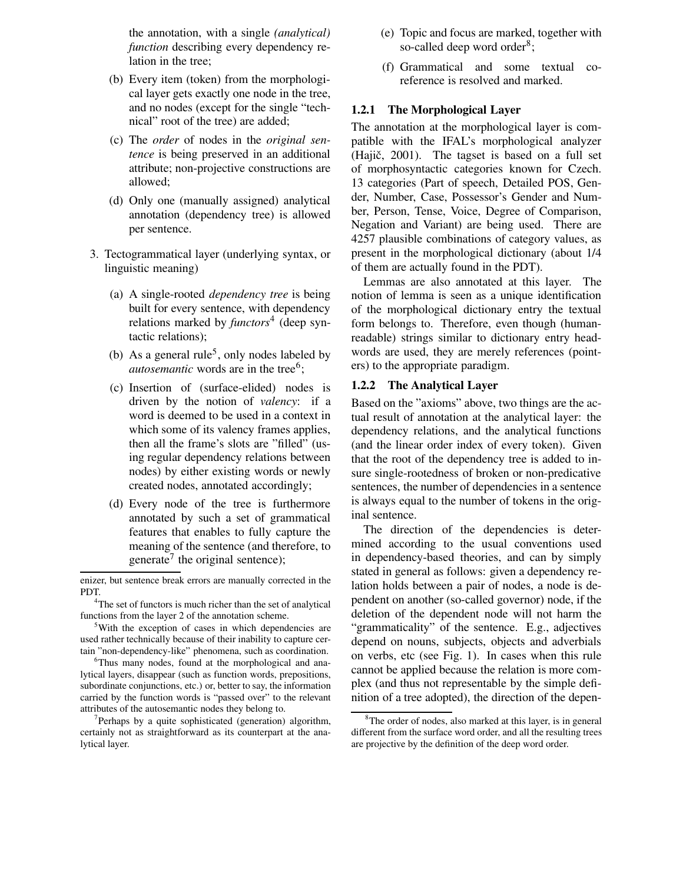the annotation, with a single *(analytical) function* describing every dependency relation in the tree;

(b) Every item (token) from the morphological layer gets exactly one node in the tree, and no nodes (except for the single "technical" root of the tree) are added;

(c) The *order* of nodes in the *original sentence* is being preserved in an additional attribute; non-projective constructions are allowed;

(d) Only one (manually assigned) analytical annotation (dependency tree) is allowed per sentence.

3. Tectogrammatical layer (underlying syntax, or linguistic meaning)

   (a) A single-rooted *dependency tree* is being built for every sentence, with dependency relations marked by *functors*[4] (deep syntactic relations);

   (b) As a general rule[5], only nodes labeled by *autosemantic* words are in the tree[6];

   (c) Insertion of (surface-elided) nodes is driven by the notion of *valency*: if a word is deemed to be used in a context in which some of its valency frames applies, then all the frame's slots are "filled" (using regular dependency relations between nodes) by either existing words or newly created nodes, annotated accordingly;

   (d) Every node of the tree is furthermore annotated by such a set of grammatical features that enables to fully capture the meaning of the sentence (and therefore, to generate[7] the original sentence);

   (e) Topic and focus are marked, together with so-called deep word order[8];

   (f) Grammatical and some textual coreference is resolved and marked.

### 1.2.1 The Morphological Layer

The annotation at the morphological layer is compatible with the IFAL's morphological analyzer (Hajič, 2001). The tagset is based on a full set of morphosyntactic categories known for Czech. 13 categories (Part of speech, Detailed POS, Gender, Number, Case, Possessor's Gender and Number, Person, Tense, Voice, Degree of Comparison, Negation and Variant) are being used. There are 4257 plausible combinations of category values, as present in the morphological dictionary (about 1/4 of them are actually found in the PDT).

Lemmas are also annotated at this layer. The notion of lemma is seen as a unique identification of the morphological dictionary entry the textual form belongs to. Therefore, even though (human-readable) strings similar to dictionary entry headwords are used, they are merely references (pointers) to the appropriate paradigm.

### 1.2.2 The Analytical Layer

Based on the "axioms" above, two things are the actual result of annotation at the analytical layer: the dependency relations, and the analytical functions (and the linear order index of every token). Given that the root of the dependency tree is added to insure single-rootedness of broken or non-predicative sentences, the number of dependencies in a sentence is always equal to the number of tokens in the original sentence.

The direction of the dependencies is determined according to the usual conventions used in dependency-based theories, and can by simply stated in general as follows: given a dependency relation holds between a pair of nodes, a node is dependent on another (so-called governor) node, if the deletion of the dependent node will not harm the "grammaticality" of the sentence. E.g., adjectives depend on nouns, subjects, objects and adverbials on verbs, etc (see Fig. 1). In cases when this rule cannot be applied because the relation is more complex (and thus not representable by the simple definition of a tree adopted), the direction of the depen-

---

enizer, but sentence break errors are manually corrected in the PDT.

[4] The set of functors is much richer than the set of analytical functions from the layer 2 of the annotation scheme.

[5] With the exception of cases in which dependencies are used rather technically because of their inability to capture certain "non-dependency-like" phenomena, such as coordination.

[6] Thus many nodes, found at the morphological and analytical layers, disappear (such as function words, prepositions, subordinate conjunctions, etc.) or, better to say, the information carried by the function words is "passed over" to the relevant attributes of the autosemantic nodes they belong to.

[7] Perhaps by a quite sophisticated (generation) algorithm, certainly not as straightforward as its counterpart at the analytical layer.

[8] The order of nodes, also marked at this layer, is in general different from the surface word order, and all the resulting trees are projective by the definition of the deep word order.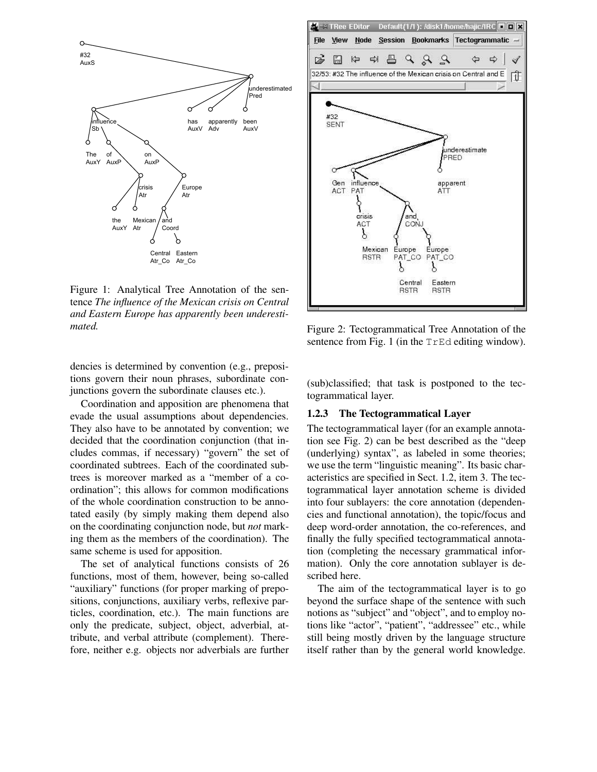Figure 1: Analytical Tree Annotation of the sentence *The influence of the Mexican crisis on Central and Eastern Europe has apparently been underestimated.*

Figure 2: Tectogrammatical Tree Annotation of the sentence from Fig. 1 (in the `TrEd` editing window).

dencies is determined by convention (e.g., prepositions govern their noun phrases, subordinate conjunctions govern the subordinate clauses etc.).

Coordination and apposition are phenomena that evade the usual assumptions about dependencies. They also have to be annotated by convention; we decided that the coordination conjunction (that includes commas, if necessary) "govern" the set of coordinated subtrees. Each of the coordinated subtrees is moreover marked as a "member of a coordination"; this allows for common modifications of the whole coordination construction to be annotated easily (by simply making them depend also on the coordinating conjunction node, but *not* marking them as the members of the coordination). The same scheme is used for apposition.

The set of analytical functions consists of 26 functions, most of them, however, being so-called "auxiliary" functions (for proper marking of prepositions, conjunctions, auxiliary verbs, reflexive particles, coordination, etc.). The main functions are only the predicate, subject, object, adverbial, attribute, and verbal attribute (complement). Therefore, neither e.g. objects nor adverbials are further (sub)classified; that task is postponed to the tectogrammatical layer.

### 1.2.3 The Tectogrammatical Layer

The tectogrammatical layer (for an example annotation see Fig. 2) can be best described as the "deep (underlying) syntax", as labeled in some theories; we use the term "linguistic meaning". Its basic characteristics are specified in Sect. 1.2, item 3. The tectogrammatical layer annotation scheme is divided into four sublayers: the core annotation (dependencies and functional annotation), the topic/focus and deep word-order annotation, the co-references, and finally the fully specified tectogrammatical annotation (completing the necessary grammatical information). Only the core annotation sublayer is described here.

The aim of the tectogrammatical layer is to go beyond the surface shape of the sentence with such notions as "subject" and "object", and to employ notions like "actor", "patient", "addressee" etc., while still being mostly driven by the language structure itself rather than by the general world knowledge.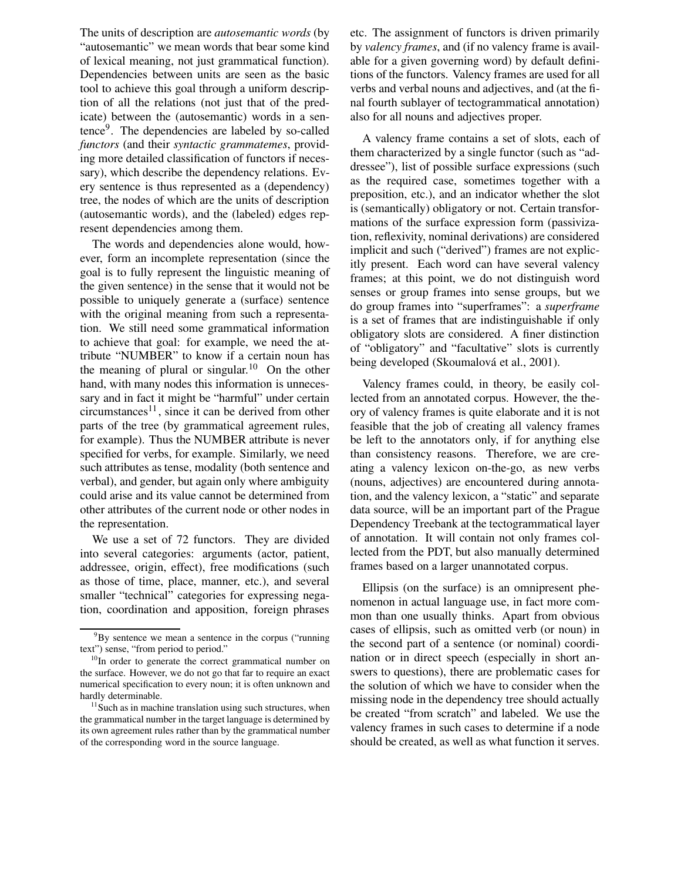The units of description are *autosemantic words* (by "autosemantic" we mean words that bear some kind of lexical meaning, not just grammatical function). Dependencies between units are seen as the basic tool to achieve this goal through a uniform description of all the relations (not just that of the predicate) between the (autosemantic) words in a sentence[9]. The dependencies are labeled by so-called *functors* (and their *syntactic grammatemes*, providing more detailed classification of functors if necessary), which describe the dependency relations. Every sentence is thus represented as a (dependency) tree, the nodes of which are the units of description (autosemantic words), and the (labeled) edges represent dependencies among them.

The words and dependencies alone would, however, form an incomplete representation (since the goal is to fully represent the linguistic meaning of the given sentence) in the sense that it would not be possible to uniquely generate a (surface) sentence with the original meaning from such a representation. We still need some grammatical information to achieve that goal: for example, we need the attribute "NUMBER" to know if a certain noun has the meaning of plural or singular.[10] On the other hand, with many nodes this information is unnecessary and in fact it might be "harmful" under certain circumstances[11], since it can be derived from other parts of the tree (by grammatical agreement rules, for example). Thus the NUMBER attribute is never specified for verbs, for example. Similarly, we need such attributes as tense, modality (both sentence and verbal), and gender, but again only where ambiguity could arise and its value cannot be determined from other attributes of the current node or other nodes in the representation.

We use a set of 72 functors. They are divided into several categories: arguments (actor, patient, addressee, origin, effect), free modifications (such as those of time, place, manner, etc.), and several smaller "technical" categories for expressing negation, coordination and apposition, foreign phrases etc. The assignment of functors is driven primarily by *valency frames*, and (if no valency frame is available for a given governing word) by default definitions of the functors. Valency frames are used for all verbs and verbal nouns and adjectives, and (at the final fourth sublayer of tectogrammatical annotation) also for all nouns and adjectives proper.

A valency frame contains a set of slots, each of them characterized by a single functor (such as "addressee"), list of possible surface expressions (such as the required case, sometimes together with a preposition, etc.), and an indicator whether the slot is (semantically) obligatory or not. Certain transformations of the surface expression form (passivization, reflexivity, nominal derivations) are considered implicit and such ("derived") frames are not explicitly present. Each word can have several valency frames; at this point, we do not distinguish word senses or group frames into sense groups, but we do group frames into "superframes": a *superframe* is a set of frames that are indistinguishable if only obligatory slots are considered. A finer distinction of "obligatory" and "facultative" slots is currently being developed (Skoumalová et al., 2001).

Valency frames could, in theory, be easily collected from an annotated corpus. However, the theory of valency frames is quite elaborate and it is not feasible that the job of creating all valency frames be left to the annotators only, if for anything else than consistency reasons. Therefore, we are creating a valency lexicon on-the-go, as new verbs (nouns, adjectives) are encountered during annotation, and the valency lexicon, a "static" and separate data source, will be an important part of the Prague Dependency Treebank at the tectogrammatical layer of annotation. It will contain not only frames collected from the PDT, but also manually determined frames based on a larger unannotated corpus.

Ellipsis (on the surface) is an omnipresent phenomenon in actual language use, in fact more common than one usually thinks. Apart from obvious cases of ellipsis, such as omitted verb (or noun) in the second part of a sentence (or nominal) coordination or in direct speech (especially in short answers to questions), there are problematic cases for the solution of which we have to consider when the missing node in the dependency tree should actually be created "from scratch" and labeled. We use the valency frames in such cases to determine if a node should be created, as well as what function it serves.

---

[9] By sentence we mean a sentence in the corpus ("running text") sense, "from period to period."

[10] In order to generate the correct grammatical number on the surface. However, we do not go that far to require an exact numerical specification to every noun; it is often unknown and hardly determinable.

[11] Such as in machine translation using such structures, when the grammatical number in the target language is determined by its own agreement rules rather than by the grammatical number of the corresponding word in the source language.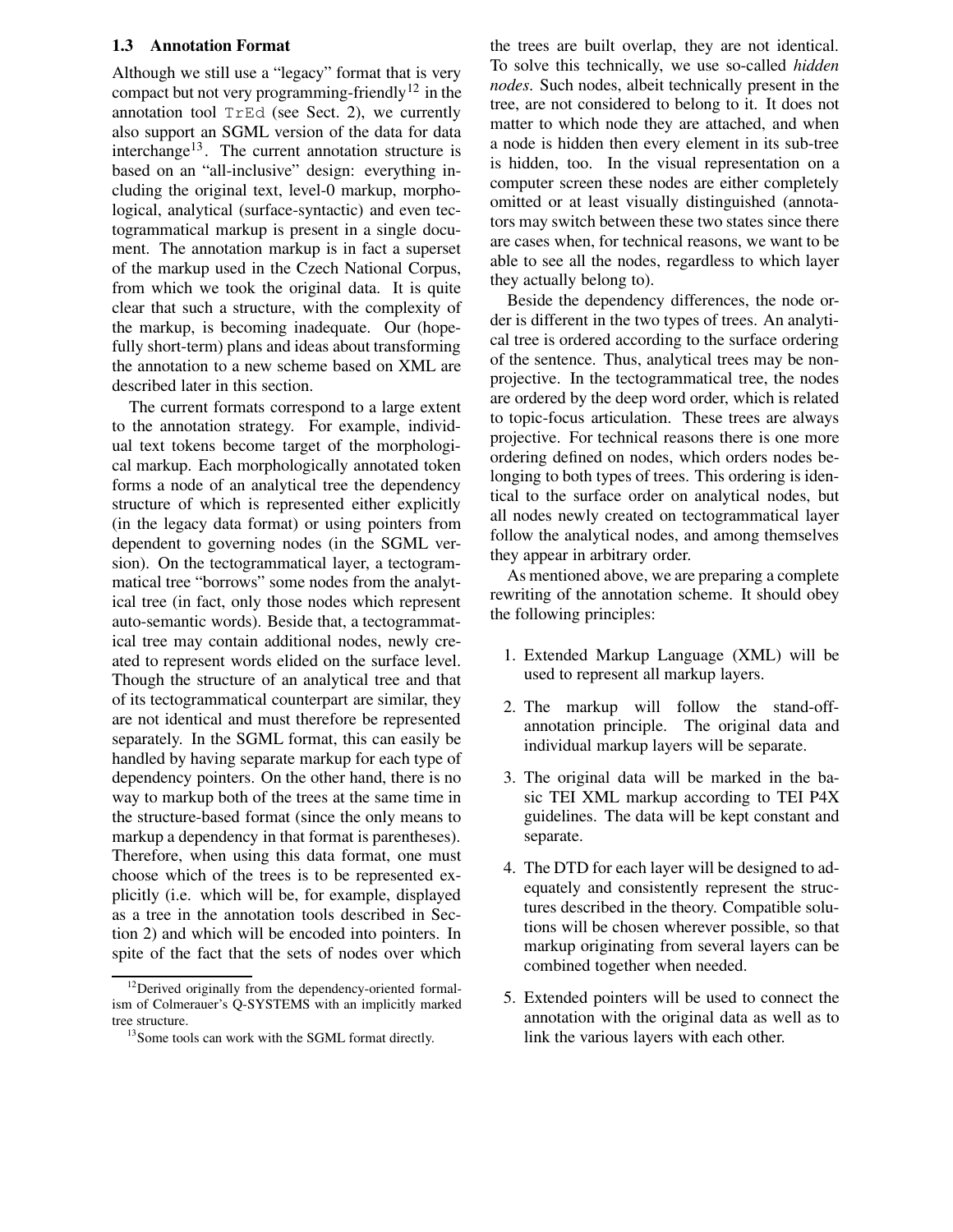### 1.3 Annotation Format

Although we still use a "legacy" format that is very compact but not very programming-friendly[12] in the annotation tool `TrEd` (see Sect. 2), we currently also support an SGML version of the data for data interchange[13]. The current annotation structure is based on an "all-inclusive" design: everything including the original text, level-0 markup, morphological, analytical (surface-syntactic) and even tectogrammatical markup is present in a single document. The annotation markup is in fact a superset of the markup used in the Czech National Corpus, from which we took the original data. It is quite clear that such a structure, with the complexity of the markup, is becoming inadequate. Our (hopefully short-term) plans and ideas about transforming the annotation to a new scheme based on XML are described later in this section.

The current formats correspond to a large extent to the annotation strategy. For example, individual text tokens become target of the morphological markup. Each morphologically annotated token forms a node of an analytical tree the dependency structure of which is represented either explicitly (in the legacy data format) or using pointers from dependent to governing nodes (in the SGML version). On the tectogrammatical layer, a tectogrammatical tree "borrows" some nodes from the analytical tree (in fact, only those nodes which represent auto-semantic words). Beside that, a tectogrammatical tree may contain additional nodes, newly created to represent words elided on the surface level. Though the structure of an analytical tree and that of its tectogrammatical counterpart are similar, they are not identical and must therefore be represented separately. In the SGML format, this can easily be handled by having separate markup for each type of dependency pointers. On the other hand, there is no way to markup both of the trees at the same time in the structure-based format (since the only means to markup a dependency in that format is parentheses). Therefore, when using this data format, one must choose which of the trees is to be represented explicitly (i.e. which will be, for example, displayed as a tree in the annotation tools described in Section 2) and which will be encoded into pointers. In spite of the fact that the sets of nodes over which the trees are built overlap, they are not identical. To solve this technically, we use so-called *hidden nodes*. Such nodes, albeit technically present in the tree, are not considered to belong to it. It does not matter to which node they are attached, and when a node is hidden then every element in its sub-tree is hidden, too. In the visual representation on a computer screen these nodes are either completely omitted or at least visually distinguished (annotators may switch between these two states since there are cases when, for technical reasons, we want to be able to see all the nodes, regardless to which layer they actually belong to).

Beside the dependency differences, the node order is different in the two types of trees. An analytical tree is ordered according to the surface ordering of the sentence. Thus, analytical trees may be non-projective. In the tectogrammatical tree, the nodes are ordered by the deep word order, which is related to topic-focus articulation. These trees are always projective. For technical reasons there is one more ordering defined on nodes, which orders nodes belonging to both types of trees. This ordering is identical to the surface order on analytical nodes, but all nodes newly created on tectogrammatical layer follow the analytical nodes, and among themselves they appear in arbitrary order.

As mentioned above, we are preparing a complete rewriting of the annotation scheme. It should obey the following principles:

1. Extended Markup Language (XML) will be used to represent all markup layers.
2. The markup will follow the stand-off-annotation principle. The original data and individual markup layers will be separate.
3. The original data will be marked in the basic TEI XML markup according to TEI P4X guidelines. The data will be kept constant and separate.
4. The DTD for each layer will be designed to adequately and consistently represent the structures described in the theory. Compatible solutions will be chosen wherever possible, so that markup originating from several layers can be combined together when needed.
5. Extended pointers will be used to connect the annotation with the original data as well as to link the various layers with each other.

[12] Derived originally from the dependency-oriented formalism of Colmerauer's Q-SYSTEMS with an implicitly marked tree structure.

[13] Some tools can work with the SGML format directly.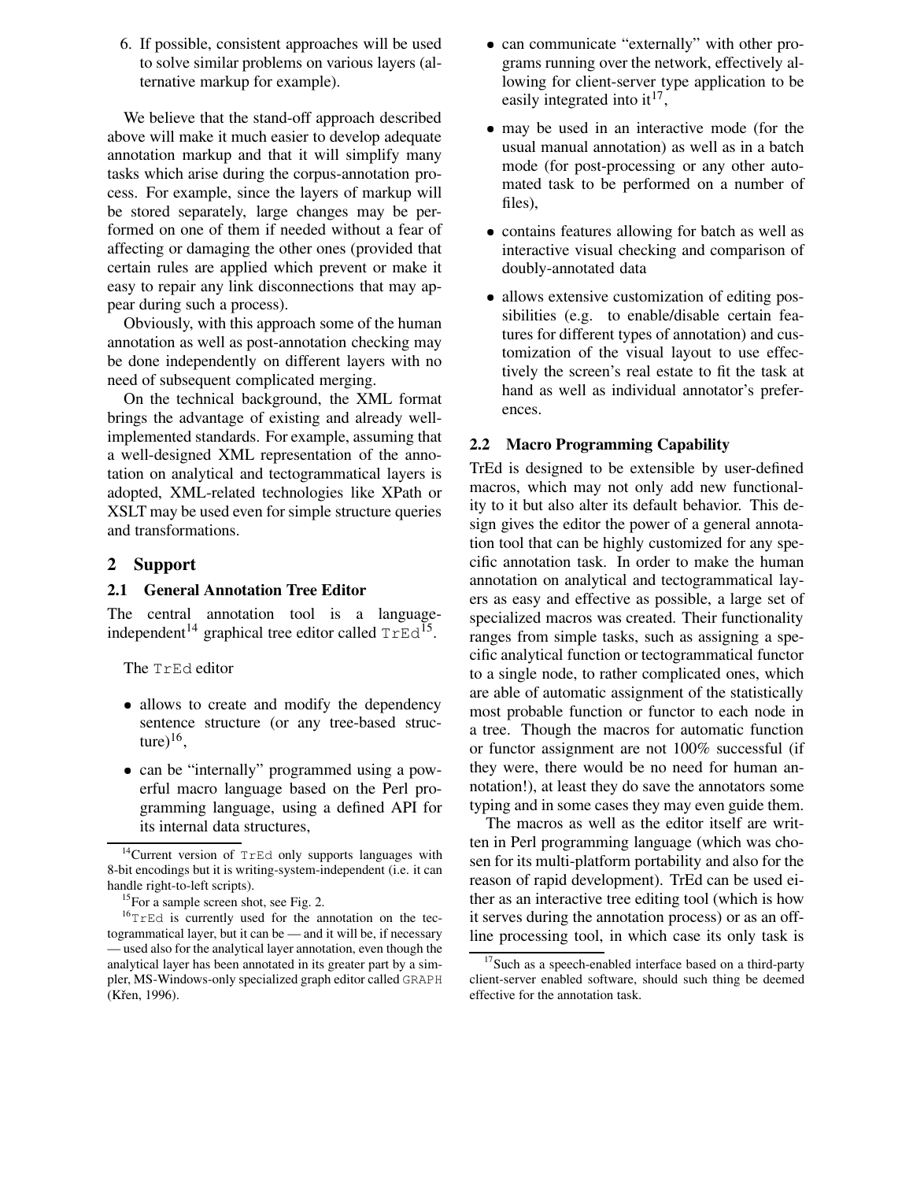6. If possible, consistent approaches will be used to solve similar problems on various layers (alternative markup for example).

We believe that the stand-off approach described above will make it much easier to develop adequate annotation markup and that it will simplify many tasks which arise during the corpus-annotation process. For example, since the layers of markup will be stored separately, large changes may be performed on one of them if needed without a fear of affecting or damaging the other ones (provided that certain rules are applied which prevent or make it easy to repair any link disconnections that may appear during such a process).

Obviously, with this approach some of the human annotation as well as post-annotation checking may be done independently on different layers with no need of subsequent complicated merging.

On the technical background, the XML format brings the advantage of existing and already well-implemented standards. For example, assuming that a well-designed XML representation of the annotation on analytical and tectogrammatical layers is adopted, XML-related technologies like XPath or XSLT may be used even for simple structure queries and transformations.

## 2 Support

### 2.1 General Annotation Tree Editor

The central annotation tool is a language-independent[14] graphical tree editor called `TrEd`[15].

The `TrEd` editor

- allows to create and modify the dependency sentence structure (or any tree-based structure)[16],
- can be "internally" programmed using a powerful macro language based on the Perl programming language, using a defined API for its internal data structures,
- can communicate "externally" with other programs running over the network, effectively allowing for client-server type application to be easily integrated into it[17],
- may be used in an interactive mode (for the usual manual annotation) as well as in a batch mode (for post-processing or any other automated task to be performed on a number of files),
- contains features allowing for batch as well as interactive visual checking and comparison of doubly-annotated data
- allows extensive customization of editing possibilities (e.g. to enable/disable certain features for different types of annotation) and customization of the visual layout to use effectively the screen's real estate to fit the task at hand as well as individual annotator's preferences.

### 2.2 Macro Programming Capability

TrEd is designed to be extensible by user-defined macros, which may not only add new functionality to it but also alter its default behavior. This design gives the editor the power of a general annotation tool that can be highly customized for any specific annotation task. In order to make the human annotation on analytical and tectogrammatical layers as easy and effective as possible, a large set of specialized macros was created. Their functionality ranges from simple tasks, such as assigning a specific analytical function or tectogrammatical functor to a single node, to rather complicated ones, which are able of automatic assignment of the statistically most probable function or functor to each node in a tree. Though the macros for automatic function or functor assignment are not 100% successful (if they were, there would be no need for human annotation!), at least they do save the annotators some typing and in some cases they may even guide them.

The macros as well as the editor itself are written in Perl programming language (which was chosen for its multi-platform portability and also for the reason of rapid development). TrEd can be used either as an interactive tree editing tool (which is how it serves during the annotation process) or as an off-line processing tool, in which case its only task is

---

[14] Current version of `TrEd` only supports languages with 8-bit encodings but it is writing-system-independent (i.e. it can handle right-to-left scripts).

[15] For a sample screen shot, see Fig. 2.

[16] `TrEd` is currently used for the annotation on the tectogrammatical layer, but it can be — and it will be, if necessary — used also for the analytical layer annotation, even though the analytical layer has been annotated in its greater part by a simpler, MS-Windows-only specialized graph editor called `GRAPH` (Křen, 1996).

[17] Such as a speech-enabled interface based on a third-party client-server enabled software, should such thing be deemed effective for the annotation task.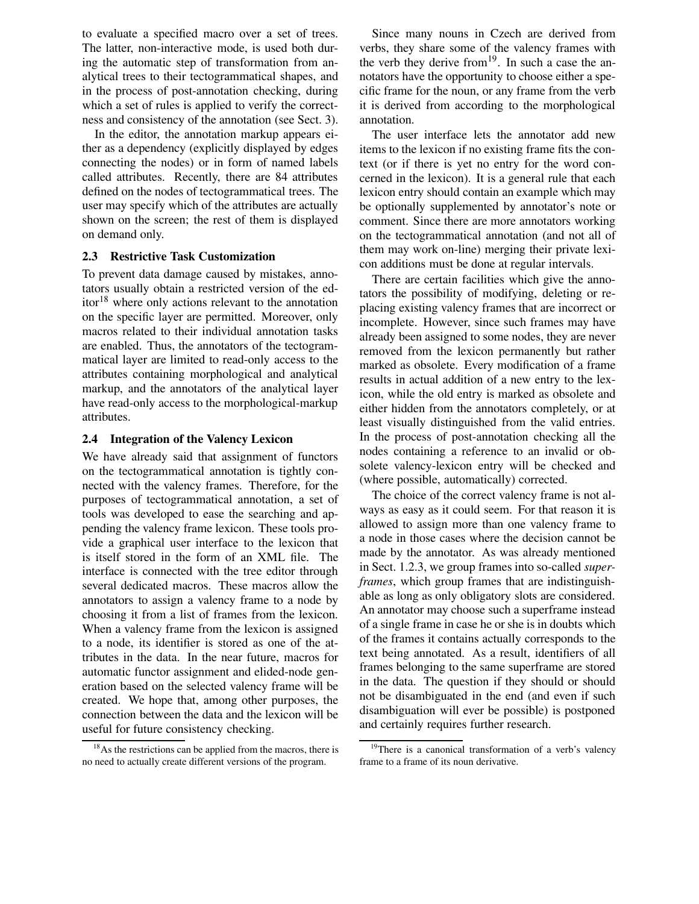to evaluate a specified macro over a set of trees. The latter, non-interactive mode, is used both during the automatic step of transformation from analytical trees to their tectogrammatical shapes, and in the process of post-annotation checking, during which a set of rules is applied to verify the correctness and consistency of the annotation (see Sect. 3).

In the editor, the annotation markup appears either as a dependency (explicitly displayed by edges connecting the nodes) or in form of named labels called attributes. Recently, there are 84 attributes defined on the nodes of tectogrammatical trees. The user may specify which of the attributes are actually shown on the screen; the rest of them is displayed on demand only.

### 2.3 Restrictive Task Customization

To prevent data damage caused by mistakes, annotators usually obtain a restricted version of the editor[18] where only actions relevant to the annotation on the specific layer are permitted. Moreover, only macros related to their individual annotation tasks are enabled. Thus, the annotators of the tectogrammatical layer are limited to read-only access to the attributes containing morphological and analytical markup, and the annotators of the analytical layer have read-only access to the morphological-markup attributes.

### 2.4 Integration of the Valency Lexicon

We have already said that assignment of functors on the tectogrammatical annotation is tightly connected with the valency frames. Therefore, for the purposes of tectogrammatical annotation, a set of tools was developed to ease the searching and appending the valency frame lexicon. These tools provide a graphical user interface to the lexicon that is itself stored in the form of an XML file. The interface is connected with the tree editor through several dedicated macros. These macros allow the annotators to assign a valency frame to a node by choosing it from a list of frames from the lexicon. When a valency frame from the lexicon is assigned to a node, its identifier is stored as one of the attributes in the data. In the near future, macros for automatic functor assignment and elided-node generation based on the selected valency frame will be created. We hope that, among other purposes, the connection between the data and the lexicon will be useful for future consistency checking.

Since many nouns in Czech are derived from verbs, they share some of the valency frames with the verb they derive from[19]. In such a case the annotators have the opportunity to choose either a specific frame for the noun, or any frame from the verb it is derived from according to the morphological annotation.

The user interface lets the annotator add new items to the lexicon if no existing frame fits the context (or if there is yet no entry for the word concerned in the lexicon). It is a general rule that each lexicon entry should contain an example which may be optionally supplemented by annotator's note or comment. Since there are more annotators working on the tectogrammatical annotation (and not all of them may work on-line) merging their private lexicon additions must be done at regular intervals.

There are certain facilities which give the annotators the possibility of modifying, deleting or replacing existing valency frames that are incorrect or incomplete. However, since such frames may have already been assigned to some nodes, they are never removed from the lexicon permanently but rather marked as obsolete. Every modification of a frame results in actual addition of a new entry to the lexicon, while the old entry is marked as obsolete and either hidden from the annotators completely, or at least visually distinguished from the valid entries. In the process of post-annotation checking all the nodes containing a reference to an invalid or obsolete valency-lexicon entry will be checked and (where possible, automatically) corrected.

The choice of the correct valency frame is not always as easy as it could seem. For that reason it is allowed to assign more than one valency frame to a node in those cases where the decision cannot be made by the annotator. As was already mentioned in Sect. 1.2.3, we group frames into so-called *superframes*, which group frames that are indistinguishable as long as only obligatory slots are considered. An annotator may choose such a superframe instead of a single frame in case he or she is in doubts which of the frames it contains actually corresponds to the text being annotated. As a result, identifiers of all frames belonging to the same superframe are stored in the data. The question if they should or should not be disambiguated in the end (and even if such disambiguation will ever be possible) is postponed and certainly requires further research.

[18] As the restrictions can be applied from the macros, there is no need to actually create different versions of the program.

[19] There is a canonical transformation of a verb's valency frame to a frame of its noun derivative.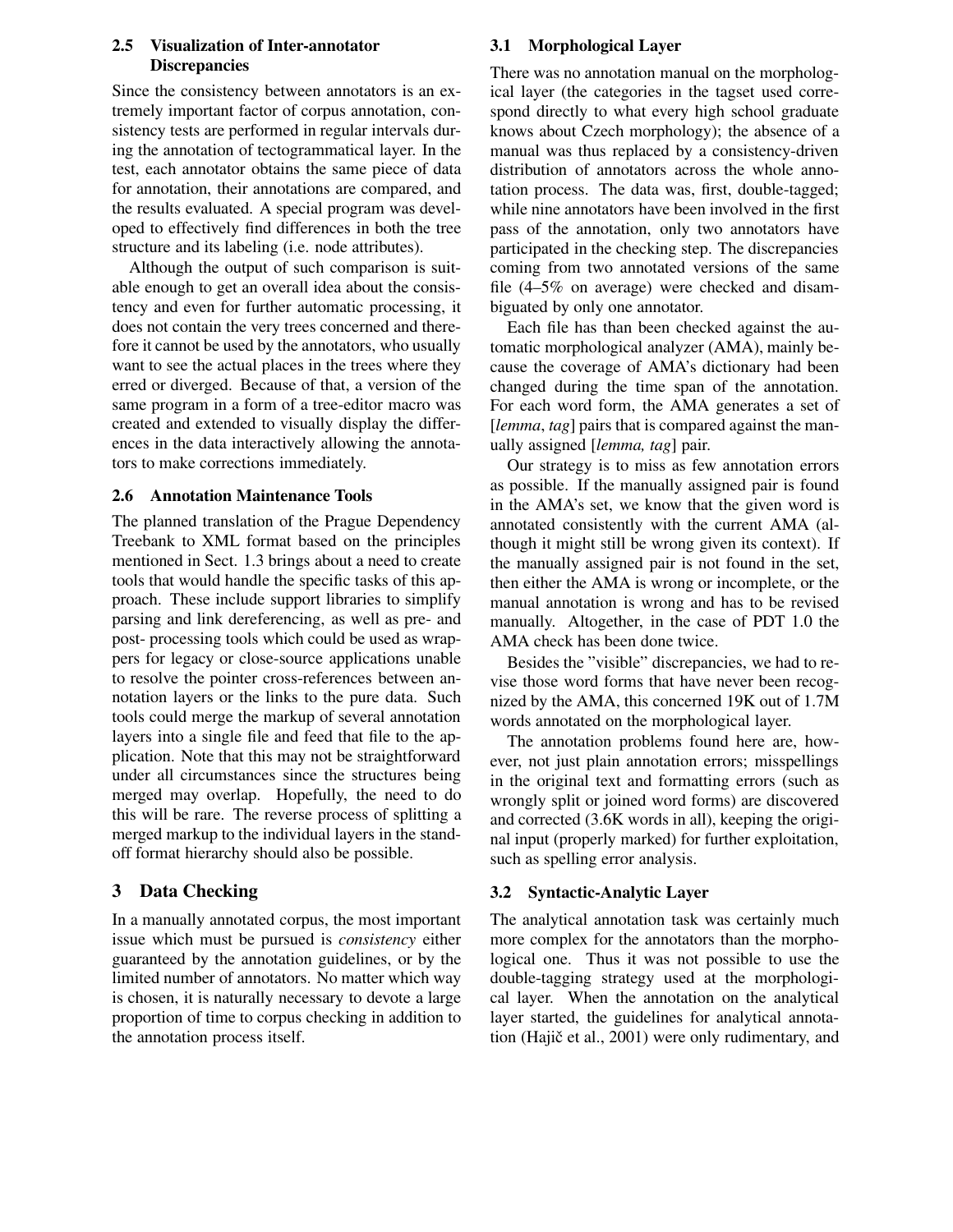### 2.5 Visualization of Inter-annotator Discrepancies

Since the consistency between annotators is an extremely important factor of corpus annotation, consistency tests are performed in regular intervals during the annotation of tectogrammatical layer. In the test, each annotator obtains the same piece of data for annotation, their annotations are compared, and the results evaluated. A special program was developed to effectively find differences in both the tree structure and its labeling (i.e. node attributes).

Although the output of such comparison is suitable enough to get an overall idea about the consistency and even for further automatic processing, it does not contain the very trees concerned and therefore it cannot be used by the annotators, who usually want to see the actual places in the trees where they erred or diverged. Because of that, a version of the same program in a form of a tree-editor macro was created and extended to visually display the differences in the data interactively allowing the annotators to make corrections immediately.

### 2.6 Annotation Maintenance Tools

The planned translation of the Prague Dependency Treebank to XML format based on the principles mentioned in Sect. 1.3 brings about a need to create tools that would handle the specific tasks of this approach. These include support libraries to simplify parsing and link dereferencing, as well as pre- and post- processing tools which could be used as wrappers for legacy or close-source applications unable to resolve the pointer cross-references between annotation layers or the links to the pure data. Such tools could merge the markup of several annotation layers into a single file and feed that file to the application. Note that this may not be straightforward under all circumstances since the structures being merged may overlap. Hopefully, the need to do this will be rare. The reverse process of splitting a merged markup to the individual layers in the standoff format hierarchy should also be possible.

## 3 Data Checking

In a manually annotated corpus, the most important issue which must be pursued is *consistency* either guaranteed by the annotation guidelines, or by the limited number of annotators. No matter which way is chosen, it is naturally necessary to devote a large proportion of time to corpus checking in addition to the annotation process itself.

### 3.1 Morphological Layer

There was no annotation manual on the morphological layer (the categories in the tagset used correspond directly to what every high school graduate knows about Czech morphology); the absence of a manual was thus replaced by a consistency-driven distribution of annotators across the whole annotation process. The data was, first, double-tagged; while nine annotators have been involved in the first pass of the annotation, only two annotators have participated in the checking step. The discrepancies coming from two annotated versions of the same file (4–5% on average) were checked and disambiguated by only one annotator.

Each file has than been checked against the automatic morphological analyzer (AMA), mainly because the coverage of AMA's dictionary had been changed during the time span of the annotation. For each word form, the AMA generates a set of [*lemma*, *tag*] pairs that is compared against the manually assigned [*lemma, tag*] pair.

Our strategy is to miss as few annotation errors as possible. If the manually assigned pair is found in the AMA's set, we know that the given word is annotated consistently with the current AMA (although it might still be wrong given its context). If the manually assigned pair is not found in the set, then either the AMA is wrong or incomplete, or the manual annotation is wrong and has to be revised manually. Altogether, in the case of PDT 1.0 the AMA check has been done twice.

Besides the "visible" discrepancies, we had to revise those word forms that have never been recognized by the AMA, this concerned 19K out of 1.7M words annotated on the morphological layer.

The annotation problems found here are, however, not just plain annotation errors; misspellings in the original text and formatting errors (such as wrongly split or joined word forms) are discovered and corrected (3.6K words in all), keeping the original input (properly marked) for further exploitation, such as spelling error analysis.

### 3.2 Syntactic-Analytic Layer

The analytical annotation task was certainly much more complex for the annotators than the morphological one. Thus it was not possible to use the double-tagging strategy used at the morphological layer. When the annotation on the analytical layer started, the guidelines for analytical annotation (Hajič et al., 2001) were only rudimentary, and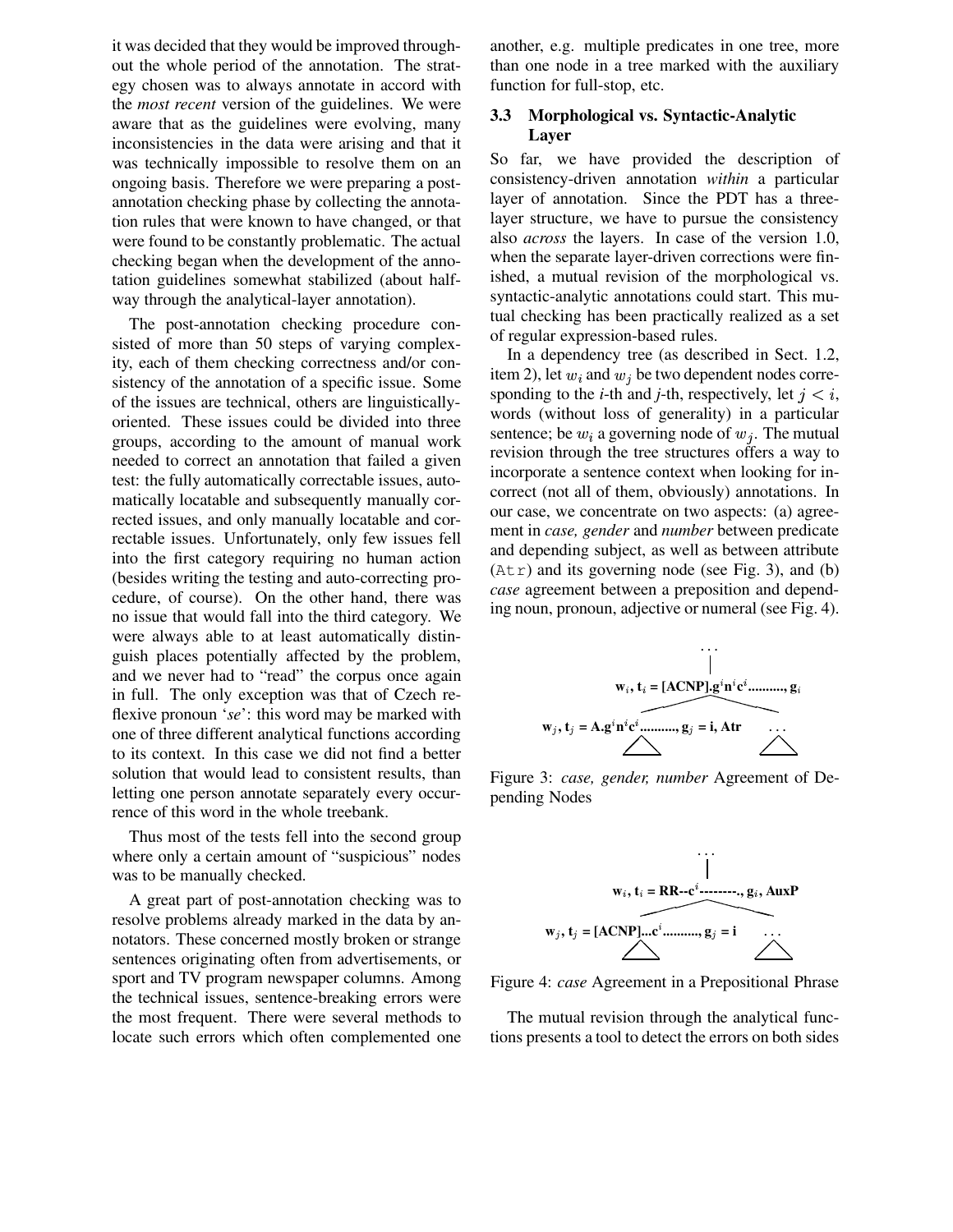it was decided that they would be improved throughout the whole period of the annotation. The strategy chosen was to always annotate in accord with the *most recent* version of the guidelines. We were aware that as the guidelines were evolving, many inconsistencies in the data were arising and that it was technically impossible to resolve them on an ongoing basis. Therefore we were preparing a post-annotation checking phase by collecting the annotation rules that were known to have changed, or that were found to be constantly problematic. The actual checking began when the development of the annotation guidelines somewhat stabilized (about halfway through the analytical-layer annotation).

The post-annotation checking procedure consisted of more than 50 steps of varying complexity, each of them checking correctness and/or consistency of the annotation of a specific issue. Some of the issues are technical, others are linguistically-oriented. These issues could be divided into three groups, according to the amount of manual work needed to correct an annotation that failed a given test: the fully automatically correctable issues, automatically locatable and subsequently manually corrected issues, and only manually locatable and correctable issues. Unfortunately, only few issues fell into the first category requiring no human action (besides writing the testing and auto-correcting procedure, of course). On the other hand, there was no issue that would fall into the third category. We were always able to at least automatically distinguish places potentially affected by the problem, and we never had to "read" the corpus once again in full. The only exception was that of Czech reflexive pronoun '*se*': this word may be marked with one of three different analytical functions according to its context. In this case we did not find a better solution that would lead to consistent results, than letting one person annotate separately every occurrence of this word in the whole treebank.

Thus most of the tests fell into the second group where only a certain amount of "suspicious" nodes was to be manually checked.

A great part of post-annotation checking was to resolve problems already marked in the data by annotators. These concerned mostly broken or strange sentences originating often from advertisements, or sport and TV program newspaper columns. Among the technical issues, sentence-breaking errors were the most frequent. There were several methods to locate such errors which often complemented one another, e.g. multiple predicates in one tree, more than one node in a tree marked with the auxiliary function for full-stop, etc.

### 3.3 Morphological vs. Syntactic-Analytic Layer

So far, we have provided the description of consistency-driven annotation *within* a particular layer of annotation. Since the PDT has a three-layer structure, we have to pursue the consistency also *across* the layers. In case of the version 1.0, when the separate layer-driven corrections were finished, a mutual revision of the morphological vs. syntactic-analytic annotations could start. This mutual checking has been practically realized as a set of regular expression-based rules.

In a dependency tree (as described in Sect. 1.2, item 2), let $w_i$ and $w_j$ be two dependent nodes corresponding to the *i*-th and *j*-th, respectively, let $j < i$, words (without loss of generality) in a particular sentence; be $w_i$ a governing node of $w_j$. The mutual revision through the tree structures offers a way to incorporate a sentence context when looking for incorrect (not all of them, obviously) annotations. In our case, we concentrate on two aspects: (a) agreement in *case, gender* and *number* between predicate and depending subject, as well as between attribute (`Atr`) and its governing node (see Fig. 3), and (b) *case* agreement between a preposition and depending noun, pronoun, adjective or numeral (see Fig. 4).

$$\mathbf{w}_i,\ \mathbf{t}_i = \mathbf{[ACNP].g^i n^i c^i.........., g_i}$$
$$\mathbf{w}_j,\ \mathbf{t}_j = \mathbf{A.g^i n^i c^i.........., g_j = i, Atr}$$

Figure 3: *case, gender, number* Agreement of Depending Nodes

$$\mathbf{w}_i,\ \mathbf{t}_i = \mathbf{RR\text{--}c^i\text{---------}., g_i, AuxP}$$
$$\mathbf{w}_j,\ \mathbf{t}_j = \mathbf{[ACNP]...c^i.........., g_j = i}$$

Figure 4: *case* Agreement in a Prepositional Phrase

The mutual revision through the analytical functions presents a tool to detect the errors on both sides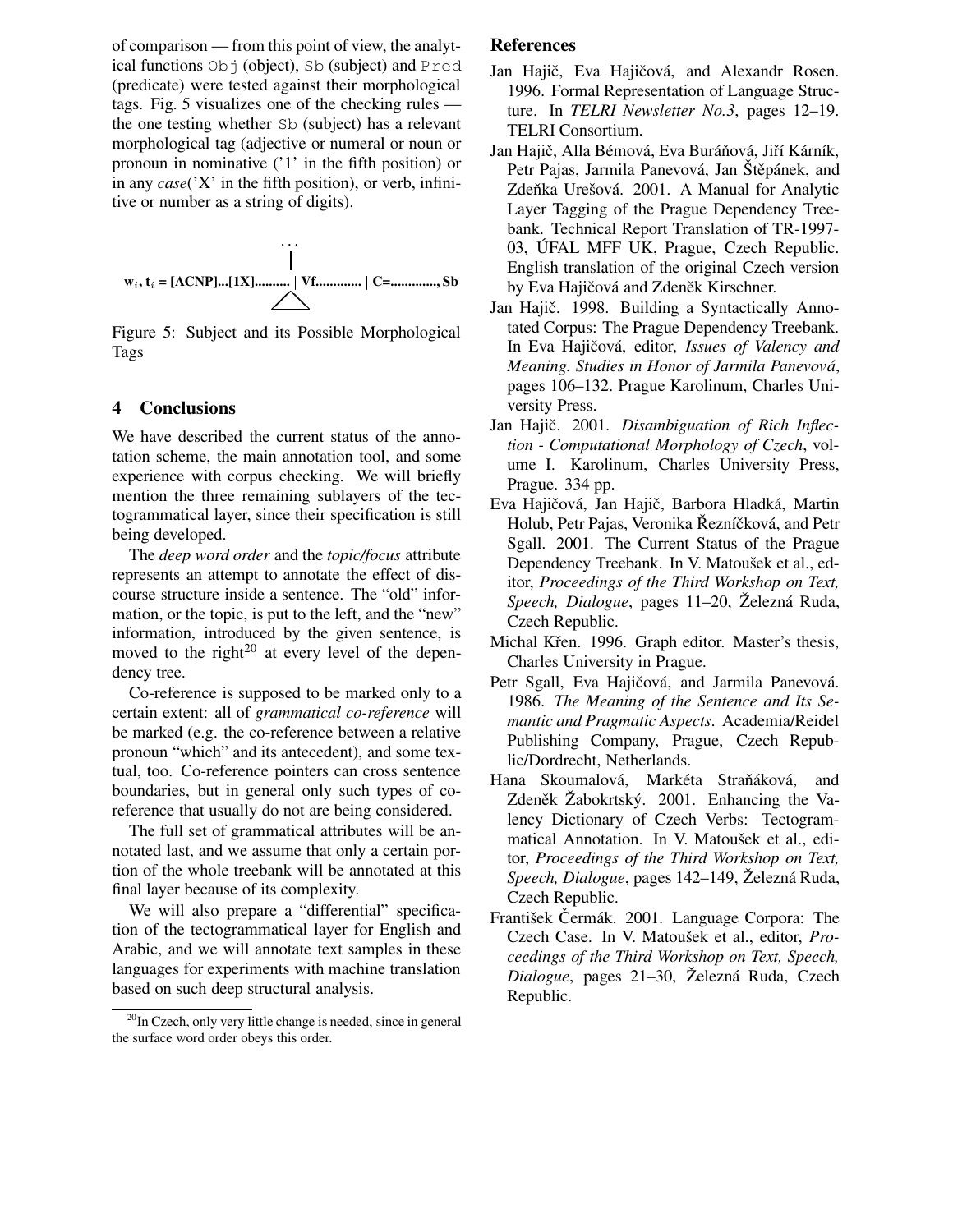of comparison — from this point of view, the analytical functions `Obj` (object), `Sb` (subject) and `Pred` (predicate) were tested against their morphological tags. Fig. 5 visualizes one of the checking rules — the one testing whether `Sb` (subject) has a relevant morphological tag (adjective or numeral or noun or pronoun in nominative ('1' in the fifth position) or in any *case*('X' in the fifth position), or verb, infinitive or number as a string of digits).

...

**$w_i$, $t_i$ = [ACNP]...[1X].......... | Vf............. | C=............., Sb**

Figure 5: Subject and its Possible Morphological Tags

## 4 Conclusions

We have described the current status of the annotation scheme, the main annotation tool, and some experience with corpus checking. We will briefly mention the three remaining sublayers of the tectogrammatical layer, since their specification is still being developed.

The *deep word order* and the *topic/focus* attribute represents an attempt to annotate the effect of discourse structure inside a sentence. The "old" information, or the topic, is put to the left, and the "new" information, introduced by the given sentence, is moved to the right[20] at every level of the dependency tree.

Co-reference is supposed to be marked only to a certain extent: all of *grammatical co-reference* will be marked (e.g. the co-reference between a relative pronoun "which" and its antecedent), and some textual, too. Co-reference pointers can cross sentence boundaries, but in general only such types of co-reference that usually do not are being considered.

The full set of grammatical attributes will be annotated last, and we assume that only a certain portion of the whole treebank will be annotated at this final layer because of its complexity.

We will also prepare a "differential" specification of the tectogrammatical layer for English and Arabic, and we will annotate text samples in these languages for experiments with machine translation based on such deep structural analysis.

[20] In Czech, only very little change is needed, since in general the surface word order obeys this order.

## References

Jan Hajič, Eva Hajičová, and Alexandr Rosen. 1996. Formal Representation of Language Structure. In *TELRI Newsletter No.3*, pages 12–19. TELRI Consortium.

Jan Hajič, Alla Bémová, Eva Buráňová, Jiří Kárník, Petr Pajas, Jarmila Panevová, Jan Štěpánek, and Zdeňka Urešová. 2001. A Manual for Analytic Layer Tagging of the Prague Dependency Treebank. Technical Report Translation of TR-1997-03, ÚFAL MFF UK, Prague, Czech Republic. English translation of the original Czech version by Eva Hajičová and Zdeněk Kirschner.

Jan Hajič. 1998. Building a Syntactically Annotated Corpus: The Prague Dependency Treebank. In Eva Hajičová, editor, *Issues of Valency and Meaning. Studies in Honor of Jarmila Panevová*, pages 106–132. Prague Karolinum, Charles University Press.

Jan Hajič. 2001. *Disambiguation of Rich Inflection - Computational Morphology of Czech*, volume I. Karolinum, Charles University Press, Prague. 334 pp.

Eva Hajičová, Jan Hajič, Barbora Hladká, Martin Holub, Petr Pajas, Veronika Řezníčková, and Petr Sgall. 2001. The Current Status of the Prague Dependency Treebank. In V. Matoušek et al., editor, *Proceedings of the Third Workshop on Text, Speech, Dialogue*, pages 11–20, Železná Ruda, Czech Republic.

Michal Křen. 1996. Graph editor. Master's thesis, Charles University in Prague.

Petr Sgall, Eva Hajičová, and Jarmila Panevová. 1986. *The Meaning of the Sentence and Its Semantic and Pragmatic Aspects*. Academia/Reidel Publishing Company, Prague, Czech Republic/Dordrecht, Netherlands.

Hana Skoumalová, Markéta Straňáková, and Zdeněk Žabokrtský. 2001. Enhancing the Valency Dictionary of Czech Verbs: Tectogrammatical Annotation. In V. Matoušek et al., editor, *Proceedings of the Third Workshop on Text, Speech, Dialogue*, pages 142–149, Železná Ruda, Czech Republic.

František Čermák. 2001. Language Corpora: The Czech Case. In V. Matoušek et al., editor, *Proceedings of the Third Workshop on Text, Speech, Dialogue*, pages 21–30, Železná Ruda, Czech Republic.